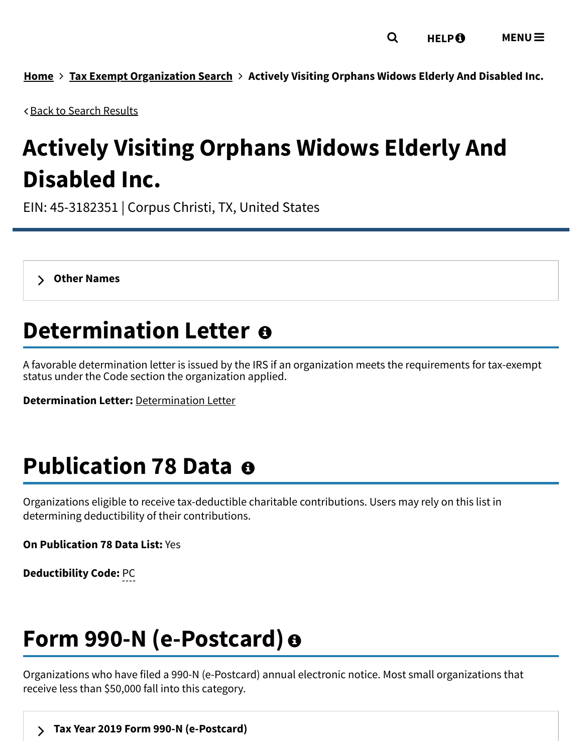Home > Tax Exempt Organization Search > Actively Visiting Orphans Widows Elderly And Disabled Inc.

< Back to Search Results

# Actively Visiting Orphans Widows Elderly And Disabled Inc.

EIN: 45-3182351 | Corpus Christi, TX, United States

> Other Names

## Determination Letter

A favorable determination letter is issued by the IRS if an organization meets the requirements for tax-exempt status under the Code section the organization applied.

**Determination Letter:** Determination Letter

## Publication 78 Data

Organizations eligible to receive tax-deductible charitable contributions. Users may rely on this list in determining deductibility of their contributions.

**On Publication 78 Data List:** Yes

**Deductibility Code:** PC

## Form 990-N (e-Postcard)

Organizations who have filed a 990-N (e-Postcard) annual electronic notice. Most small organizations that receive less than $50,000 fall into this category.

> **Tax Year 2019 Form 990-N (e-Postcard)**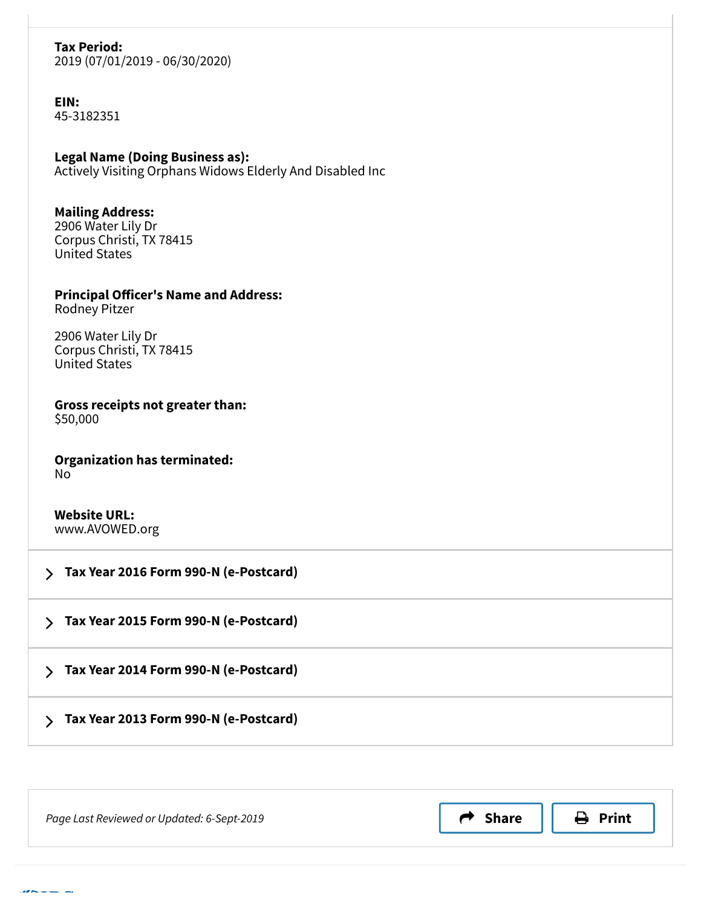**Tax Period:**
2019 (07/01/2019 - 06/30/2020)

**EIN:**
45-3182351

**Legal Name (Doing Business as):**
Actively Visiting Orphans Widows Elderly And Disabled Inc

**Mailing Address:**
2906 Water Lily Dr
Corpus Christi, TX 78415
United States

**Principal Officer's Name and Address:**
Rodney Pitzer

2906 Water Lily Dr
Corpus Christi, TX 78415
United States

**Gross receipts not greater than:**
$50,000

**Organization has terminated:**
No

**Website URL:**
www.AVOWED.org

> **Tax Year 2016 Form 990-N (e-Postcard)**

> **Tax Year 2015 Form 990-N (e-Postcard)**

> **Tax Year 2014 Form 990-N (e-Postcard)**

> **Tax Year 2013 Form 990-N (e-Postcard)**

*Page Last Reviewed or Updated: 6-Sept-2019*

Share

Print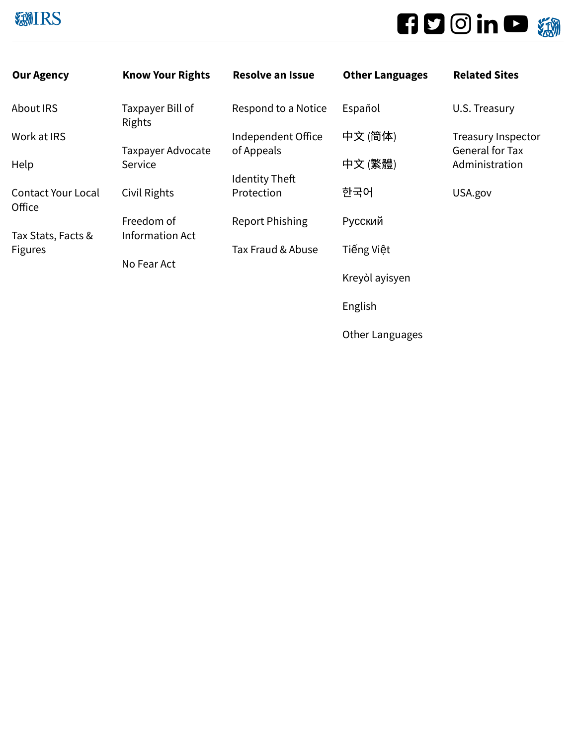IRS

## Our Agency

- About IRS
- Work at IRS
- Help
- Contact Your Local Office
- Tax Stats, Facts & Figures

## Know Your Rights

- Taxpayer Bill of Rights
- Taxpayer Advocate Service
- Civil Rights
- Freedom of Information Act
- No Fear Act

## Resolve an Issue

- Respond to a Notice
- Independent Office of Appeals
- Identity Theft Protection
- Report Phishing
- Tax Fraud & Abuse

## Other Languages

- Español
- 中文 (简体)
- 中文 (繁體)
- 한국어
- Русский
- Tiếng Việt
- Kreyòl ayisyen
- English
- Other Languages

## Related Sites

- U.S. Treasury
- Treasury Inspector General for Tax Administration
- USA.gov